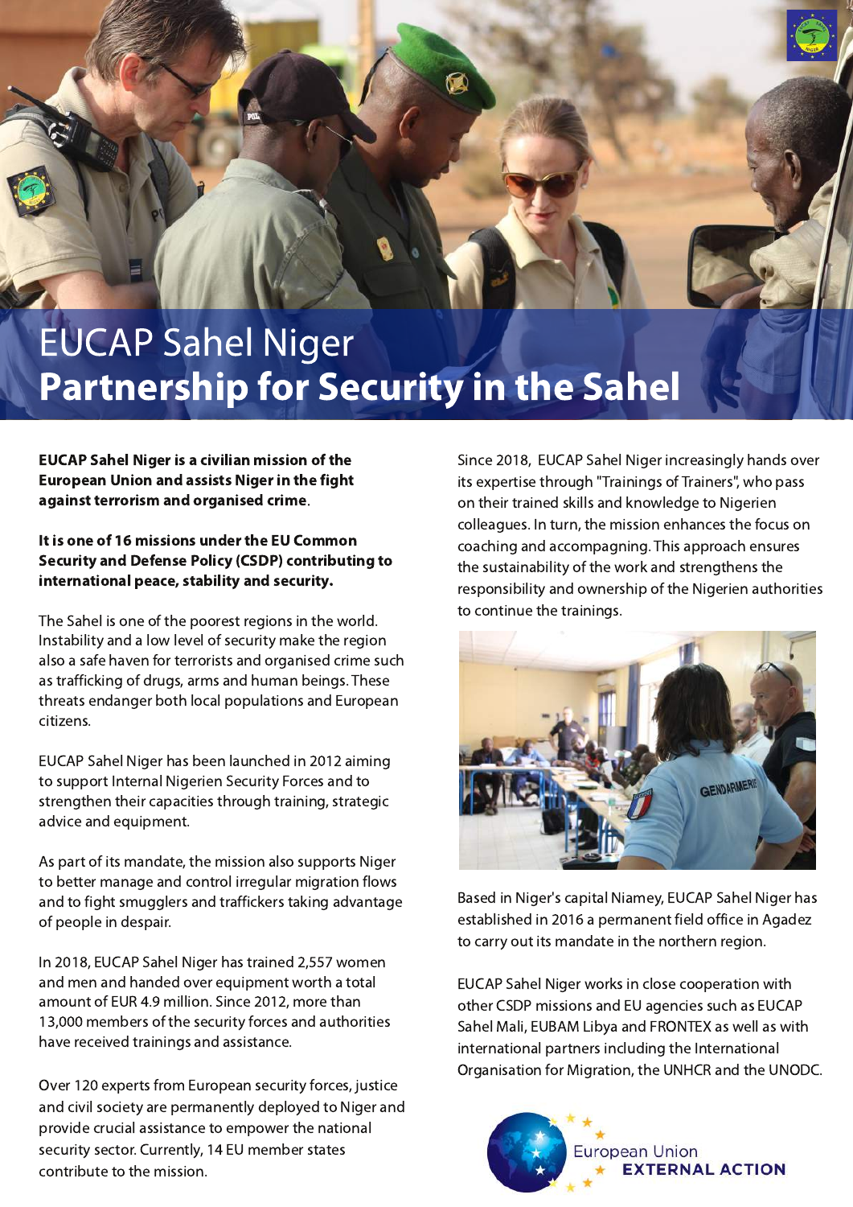# EUCAP Sahel Niger
## Partnership for Security in the Sahel

**EUCAP Sahel Niger is a civilian mission of the European Union and assists Niger in the fight against terrorism and organised crime**.

**It is one of 16 missions under the EU Common Security and Defense Policy (CSDP) contributing to international peace, stability and security.**

The Sahel is one of the poorest regions in the world. Instability and a low level of security make the region also a safe haven for terrorists and organised crime such as trafficking of drugs, arms and human beings. These threats endanger both local populations and European citizens.

EUCAP Sahel Niger has been launched in 2012 aiming to support Internal Nigerien Security Forces and to strengthen their capacities through training, strategic advice and equipment.

As part of its mandate, the mission also supports Niger to better manage and control irregular migration flows and to fight smugglers and traffickers taking advantage of people in despair.

In 2018, EUCAP Sahel Niger has trained 2,557 women and men and handed over equipment worth a total amount of EUR 4.9 million. Since 2012, more than 13,000 members of the security forces and authorities have received trainings and assistance.

Over 120 experts from European security forces, justice and civil society are permanently deployed to Niger and provide crucial assistance to empower the national security sector. Currently, 14 EU member states contribute to the mission.

Since 2018, EUCAP Sahel Niger increasingly hands over its expertise through "Trainings of Trainers", who pass on their trained skills and knowledge to Nigerien colleagues. In turn, the mission enhances the focus on coaching and accompagning. This approach ensures the sustainability of the work and strengthens the responsibility and ownership of the Nigerien authorities to continue the trainings.

Based in Niger's capital Niamey, EUCAP Sahel Niger has established in 2016 a permanent field office in Agadez to carry out its mandate in the northern region.

EUCAP Sahel Niger works in close cooperation with other CSDP missions and EU agencies such as EUCAP Sahel Mali, EUBAM Libya and FRONTEX as well as with international partners including the International Organisation for Migration, the UNHCR and the UNODC.

European Union EXTERNAL ACTION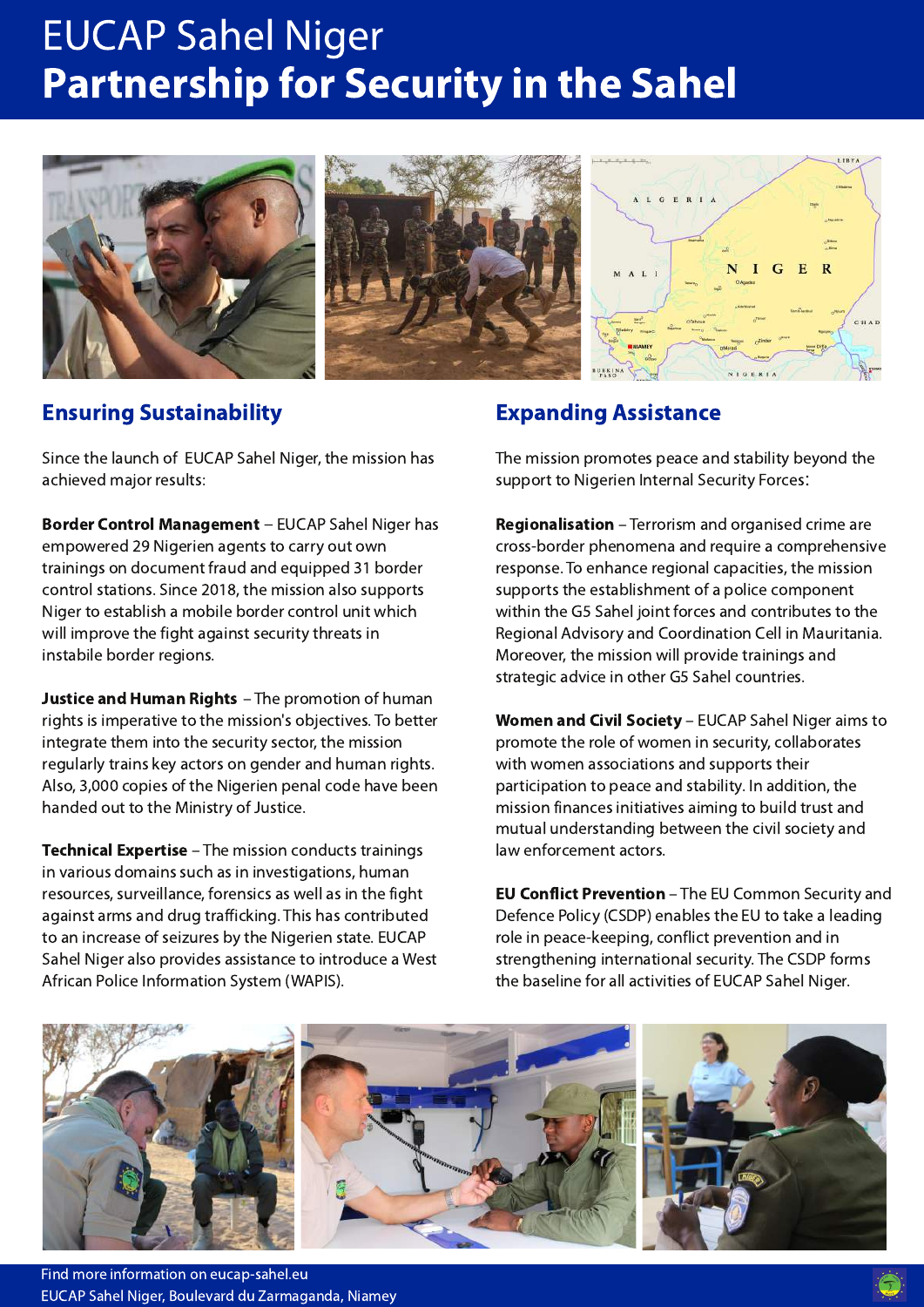# EUCAP Sahel Niger
# Partnership for Security in the Sahel

## Ensuring Sustainability

Since the launch of EUCAP Sahel Niger, the mission has achieved major results:

**Border Control Management** – EUCAP Sahel Niger has empowered 29 Nigerien agents to carry out own trainings on document fraud and equipped 31 border control stations. Since 2018, the mission also supports Niger to establish a mobile border control unit which will improve the fight against security threats in instabile border regions.

**Justice and Human Rights** – The promotion of human rights is imperative to the mission's objectives. To better integrate them into the security sector, the mission regularly trains key actors on gender and human rights. Also, 3,000 copies of the Nigerien penal code have been handed out to the Ministry of Justice.

**Technical Expertise** – The mission conducts trainings in various domains such as in investigations, human resources, surveillance, forensics as well as in the fight against arms and drug trafficking. This has contributed to an increase of seizures by the Nigerien state. EUCAP Sahel Niger also provides assistance to introduce a West African Police Information System (WAPIS).

## Expanding Assistance

The mission promotes peace and stability beyond the support to Nigerien Internal Security Forces:

**Regionalisation** – Terrorism and organised crime are cross-border phenomena and require a comprehensive response. To enhance regional capacities, the mission supports the establishment of a police component within the G5 Sahel joint forces and contributes to the Regional Advisory and Coordination Cell in Mauritania. Moreover, the mission will provide trainings and strategic advice in other G5 Sahel countries.

**Women and Civil Society** – EUCAP Sahel Niger aims to promote the role of women in security, collaborates with women associations and supports their participation to peace and stability. In addition, the mission finances initiatives aiming to build trust and mutual understanding between the civil society and law enforcement actors.

**EU Conflict Prevention** – The EU Common Security and Defence Policy (CSDP) enables the EU to take a leading role in peace-keeping, conflict prevention and in strengthening international security. The CSDP forms the baseline for all activities of EUCAP Sahel Niger.

Find more information on eucap-sahel.eu
EUCAP Sahel Niger, Boulevard du Zarmaganda, Niamey